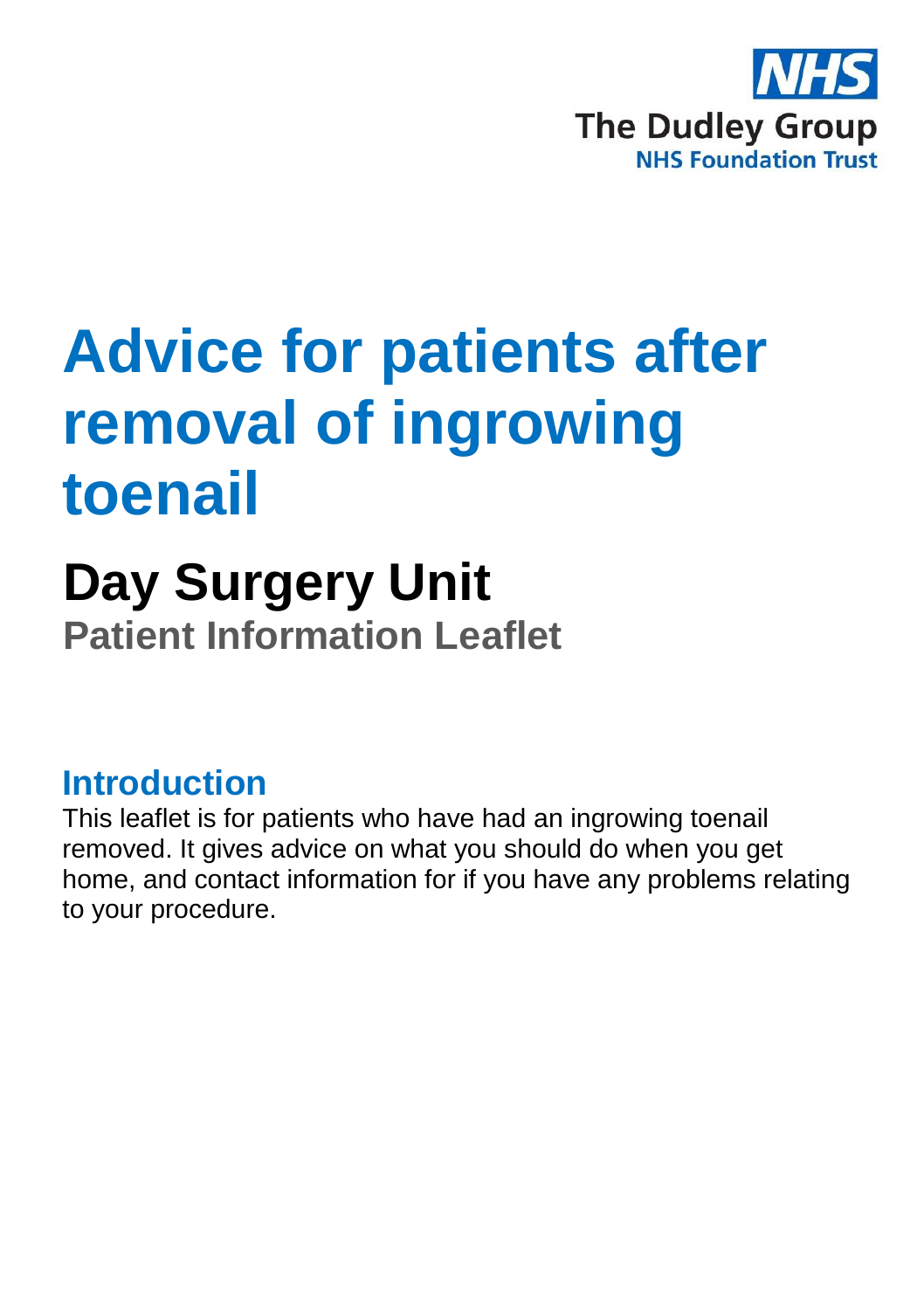NHS
The Dudley Group
NHS Foundation Trust

# Advice for patients after removal of ingrowing toenail

## Day Surgery Unit

### Patient Information Leaflet

## Introduction

This leaflet is for patients who have had an ingrowing toenail removed. It gives advice on what you should do when you get home, and contact information for if you have any problems relating to your procedure.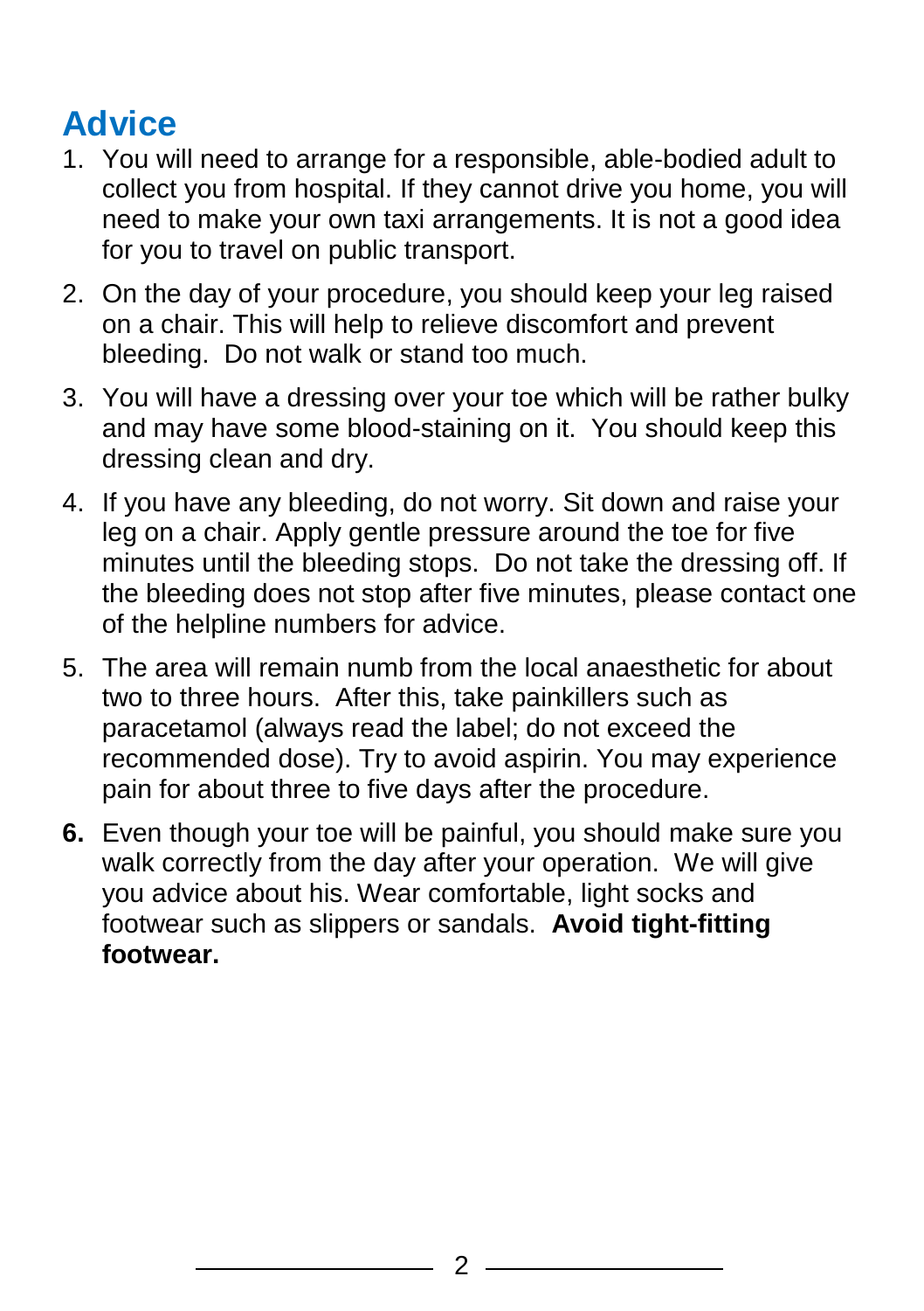## Advice

1. You will need to arrange for a responsible, able-bodied adult to collect you from hospital. If they cannot drive you home, you will need to make your own taxi arrangements. It is not a good idea for you to travel on public transport.

2. On the day of your procedure, you should keep your leg raised on a chair. This will help to relieve discomfort and prevent bleeding. Do not walk or stand too much.

3. You will have a dressing over your toe which will be rather bulky and may have some blood-staining on it. You should keep this dressing clean and dry.

4. If you have any bleeding, do not worry. Sit down and raise your leg on a chair. Apply gentle pressure around the toe for five minutes until the bleeding stops. Do not take the dressing off. If the bleeding does not stop after five minutes, please contact one of the helpline numbers for advice.

5. The area will remain numb from the local anaesthetic for about two to three hours. After this, take painkillers such as paracetamol (always read the label; do not exceed the recommended dose). Try to avoid aspirin. You may experience pain for about three to five days after the procedure.

6. Even though your toe will be painful, you should make sure you walk correctly from the day after your operation. We will give you advice about his. Wear comfortable, light socks and footwear such as slippers or sandals. **Avoid tight-fitting footwear.**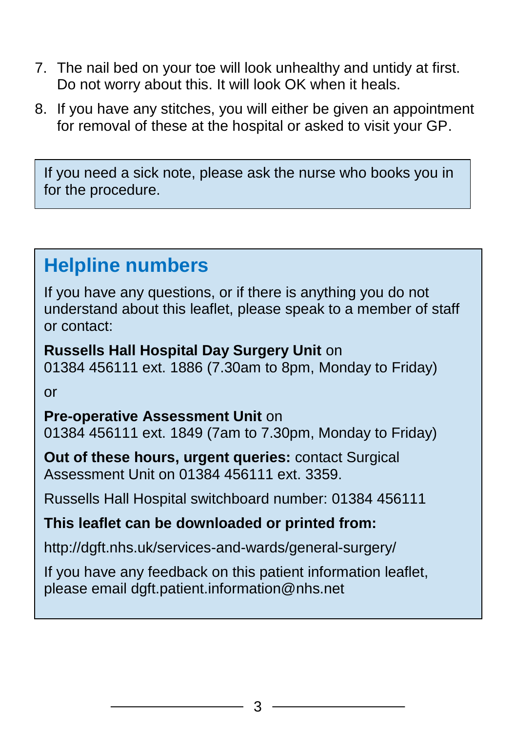7. The nail bed on your toe will look unhealthy and untidy at first. Do not worry about this. It will look OK when it heals.
8. If you have any stitches, you will either be given an appointment for removal of these at the hospital or asked to visit your GP.

If you need a sick note, please ask the nurse who books you in for the procedure.

## Helpline numbers

If you have any questions, or if there is anything you do not understand about this leaflet, please speak to a member of staff or contact:

**Russells Hall Hospital Day Surgery Unit** on 01384 456111 ext. 1886 (7.30am to 8pm, Monday to Friday)

or

**Pre-operative Assessment Unit** on 01384 456111 ext. 1849 (7am to 7.30pm, Monday to Friday)

**Out of these hours, urgent queries:** contact Surgical Assessment Unit on 01384 456111 ext. 3359.

Russells Hall Hospital switchboard number: 01384 456111

**This leaflet can be downloaded or printed from:**

http://dgft.nhs.uk/services-and-wards/general-surgery/

If you have any feedback on this patient information leaflet, please email dgft.patient.information@nhs.net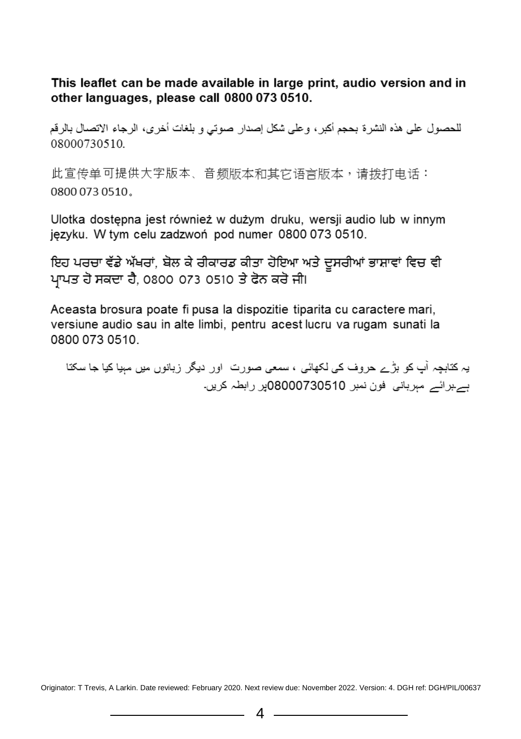**This leaflet can be made available in large print, audio version and in other languages, please call 0800 073 0510.**

للحصول على هذه النشرة بحجم أكبر، وعلى شكل إصدار صوتي و بلغات أخرى، الرجاء الاتصال بالرقم 08000730510.

此宣传单可提供大字版本、音频版本和其它语言版本，请拨打电话：0800 073 0510。

Ulotka dostępna jest również w dużym druku, wersji audio lub w innym języku. W tym celu zadzwoń pod numer 0800 073 0510.

ਇਹ ਪਰਚਾ ਵੱਡੇ ਅੱਖਰਾਂ, ਬੋਲ ਕੇ ਰੀਕਾਰਡ ਕੀਤਾ ਹੋਇਆ ਅਤੇ ਦੂਸਰੀਆਂ ਭਾਸ਼ਾਵਾਂ ਵਿਚ ਵੀ ਪ੍ਰਾਪਤ ਹੋ ਸਕਦਾ ਹੈ, 0800 073 0510 ਤੇ ਫੋਨ ਕਰੋ ਜੀ।

Aceasta brosura poate fi pusa la dispozitie tiparita cu caractere mari, versiune audio sau in alte limbi, pentru acest lucru va rugam sunati la 0800 073 0510.

یہ کتابچہ آپ کو بڑے حروف کی لکھائی ، سمعی صورت اور دیگر زبانوں میں مہیا کیا جا سکتا ہے۔برائے مہربانی فون نمبر 08000730510پر رابطہ کریں۔

Originator: T Trevis, A Larkin. Date reviewed: February 2020. Next review due: November 2022. Version: 4. DGH ref: DGH/PIL/00637